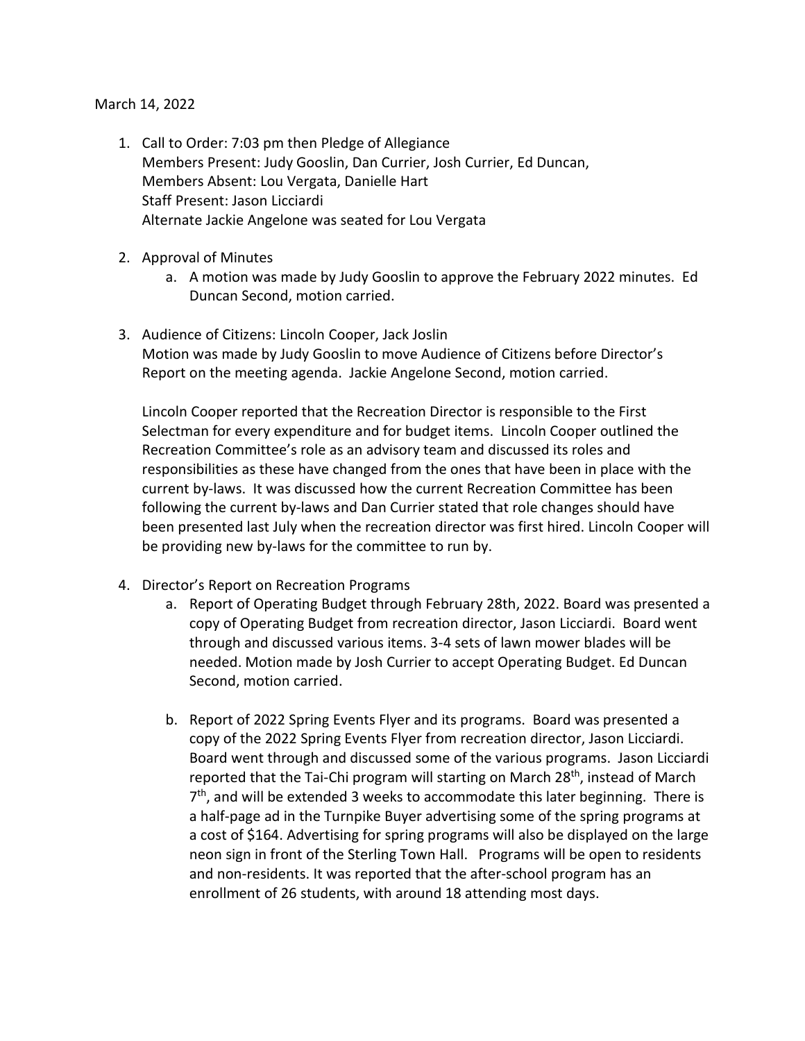March 14, 2022

1. Call to Order: 7:03 pm then Pledge of Allegiance
   Members Present: Judy Gooslin, Dan Currier, Josh Currier, Ed Duncan,
   Members Absent: Lou Vergata, Danielle Hart
   Staff Present: Jason Licciardi
   Alternate Jackie Angelone was seated for Lou Vergata

2. Approval of Minutes
   a. A motion was made by Judy Gooslin to approve the February 2022 minutes. Ed Duncan Second, motion carried.

3. Audience of Citizens: Lincoln Cooper, Jack Joslin
   Motion was made by Judy Gooslin to move Audience of Citizens before Director's Report on the meeting agenda. Jackie Angelone Second, motion carried.

   Lincoln Cooper reported that the Recreation Director is responsible to the First Selectman for every expenditure and for budget items. Lincoln Cooper outlined the Recreation Committee's role as an advisory team and discussed its roles and responsibilities as these have changed from the ones that have been in place with the current by-laws. It was discussed how the current Recreation Committee has been following the current by-laws and Dan Currier stated that role changes should have been presented last July when the recreation director was first hired. Lincoln Cooper will be providing new by-laws for the committee to run by.

4. Director's Report on Recreation Programs
   a. Report of Operating Budget through February 28th, 2022. Board was presented a copy of Operating Budget from recreation director, Jason Licciardi. Board went through and discussed various items. 3-4 sets of lawn mower blades will be needed. Motion made by Josh Currier to accept Operating Budget. Ed Duncan Second, motion carried.

   b. Report of 2022 Spring Events Flyer and its programs. Board was presented a copy of the 2022 Spring Events Flyer from recreation director, Jason Licciardi. Board went through and discussed some of the various programs. Jason Licciardi reported that the Tai-Chi program will starting on March 28th, instead of March 7th, and will be extended 3 weeks to accommodate this later beginning. There is a half-page ad in the Turnpike Buyer advertising some of the spring programs at a cost of $164. Advertising for spring programs will also be displayed on the large neon sign in front of the Sterling Town Hall. Programs will be open to residents and non-residents. It was reported that the after-school program has an enrollment of 26 students, with around 18 attending most days.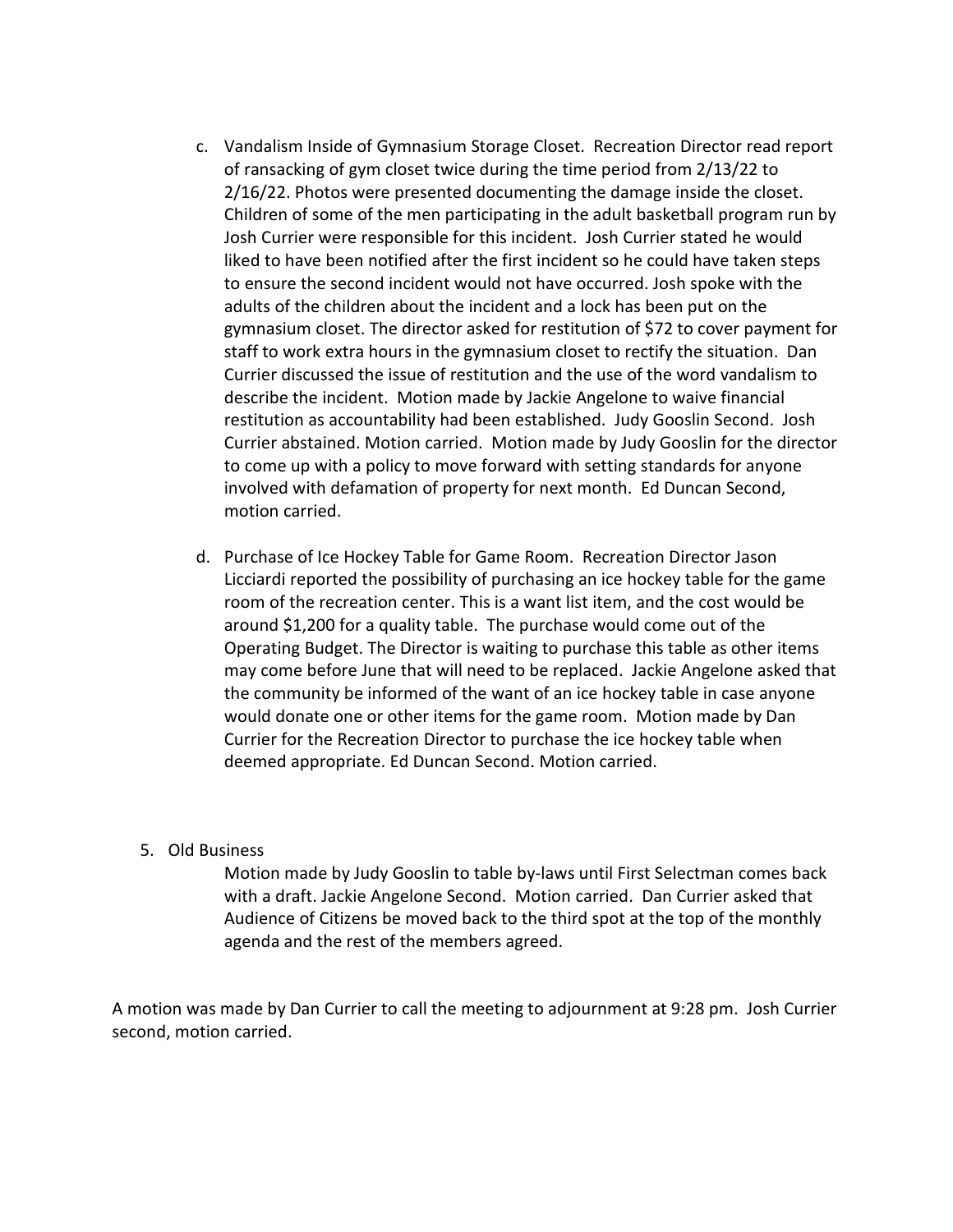c. Vandalism Inside of Gymnasium Storage Closet. Recreation Director read report of ransacking of gym closet twice during the time period from 2/13/22 to 2/16/22. Photos were presented documenting the damage inside the closet. Children of some of the men participating in the adult basketball program run by Josh Currier were responsible for this incident. Josh Currier stated he would liked to have been notified after the first incident so he could have taken steps to ensure the second incident would not have occurred. Josh spoke with the adults of the children about the incident and a lock has been put on the gymnasium closet. The director asked for restitution of $72 to cover payment for staff to work extra hours in the gymnasium closet to rectify the situation. Dan Currier discussed the issue of restitution and the use of the word vandalism to describe the incident. Motion made by Jackie Angelone to waive financial restitution as accountability had been established. Judy Gooslin Second. Josh Currier abstained. Motion carried. Motion made by Judy Gooslin for the director to come up with a policy to move forward with setting standards for anyone involved with defamation of property for next month. Ed Duncan Second, motion carried.

d. Purchase of Ice Hockey Table for Game Room. Recreation Director Jason Licciardi reported the possibility of purchasing an ice hockey table for the game room of the recreation center. This is a want list item, and the cost would be around $1,200 for a quality table. The purchase would come out of the Operating Budget. The Director is waiting to purchase this table as other items may come before June that will need to be replaced. Jackie Angelone asked that the community be informed of the want of an ice hockey table in case anyone would donate one or other items for the game room. Motion made by Dan Currier for the Recreation Director to purchase the ice hockey table when deemed appropriate. Ed Duncan Second. Motion carried.

5. Old Business

Motion made by Judy Gooslin to table by-laws until First Selectman comes back with a draft. Jackie Angelone Second. Motion carried. Dan Currier asked that Audience of Citizens be moved back to the third spot at the top of the monthly agenda and the rest of the members agreed.

A motion was made by Dan Currier to call the meeting to adjournment at 9:28 pm. Josh Currier second, motion carried.